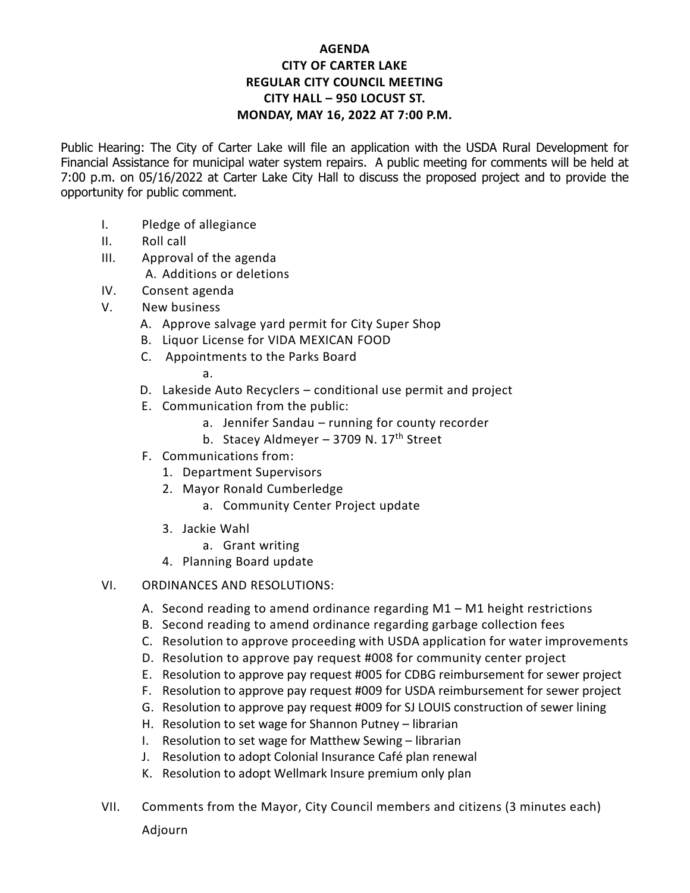# AGENDA
# CITY OF CARTER LAKE
# REGULAR CITY COUNCIL MEETING
# CITY HALL – 950 LOCUST ST.
# MONDAY, MAY 16, 2022 AT 7:00 P.M.

Public Hearing: The City of Carter Lake will file an application with the USDA Rural Development for Financial Assistance for municipal water system repairs. A public meeting for comments will be held at 7:00 p.m. on 05/16/2022 at Carter Lake City Hall to discuss the proposed project and to provide the opportunity for public comment.

- I. Pledge of allegiance
- II. Roll call
- III. Approval of the agenda
  - A. Additions or deletions
- IV. Consent agenda
- V. New business
  - A. Approve salvage yard permit for City Super Shop
  - B. Liquor License for VIDA MEXICAN FOOD
  - C. Appointments to the Parks Board
    - a.
  - D. Lakeside Auto Recyclers – conditional use permit and project
  - E. Communication from the public:
    - a. Jennifer Sandau – running for county recorder
    - b. Stacey Aldmeyer – 3709 N. 17th Street
  - F. Communications from:
    1. Department Supervisors
    2. Mayor Ronald Cumberledge
       - a. Community Center Project update
    3. Jackie Wahl
       - a. Grant writing
    4. Planning Board update
- VI. ORDINANCES AND RESOLUTIONS:
  - A. Second reading to amend ordinance regarding M1 – M1 height restrictions
  - B. Second reading to amend ordinance regarding garbage collection fees
  - C. Resolution to approve proceeding with USDA application for water improvements
  - D. Resolution to approve pay request #008 for community center project
  - E. Resolution to approve pay request #005 for CDBG reimbursement for sewer project
  - F. Resolution to approve pay request #009 for USDA reimbursement for sewer project
  - G. Resolution to approve pay request #009 for SJ LOUIS construction of sewer lining
  - H. Resolution to set wage for Shannon Putney – librarian
  - I. Resolution to set wage for Matthew Sewing – librarian
  - J. Resolution to adopt Colonial Insurance Café plan renewal
  - K. Resolution to adopt Wellmark Insure premium only plan
- VII. Comments from the Mayor, City Council members and citizens (3 minutes each)

Adjourn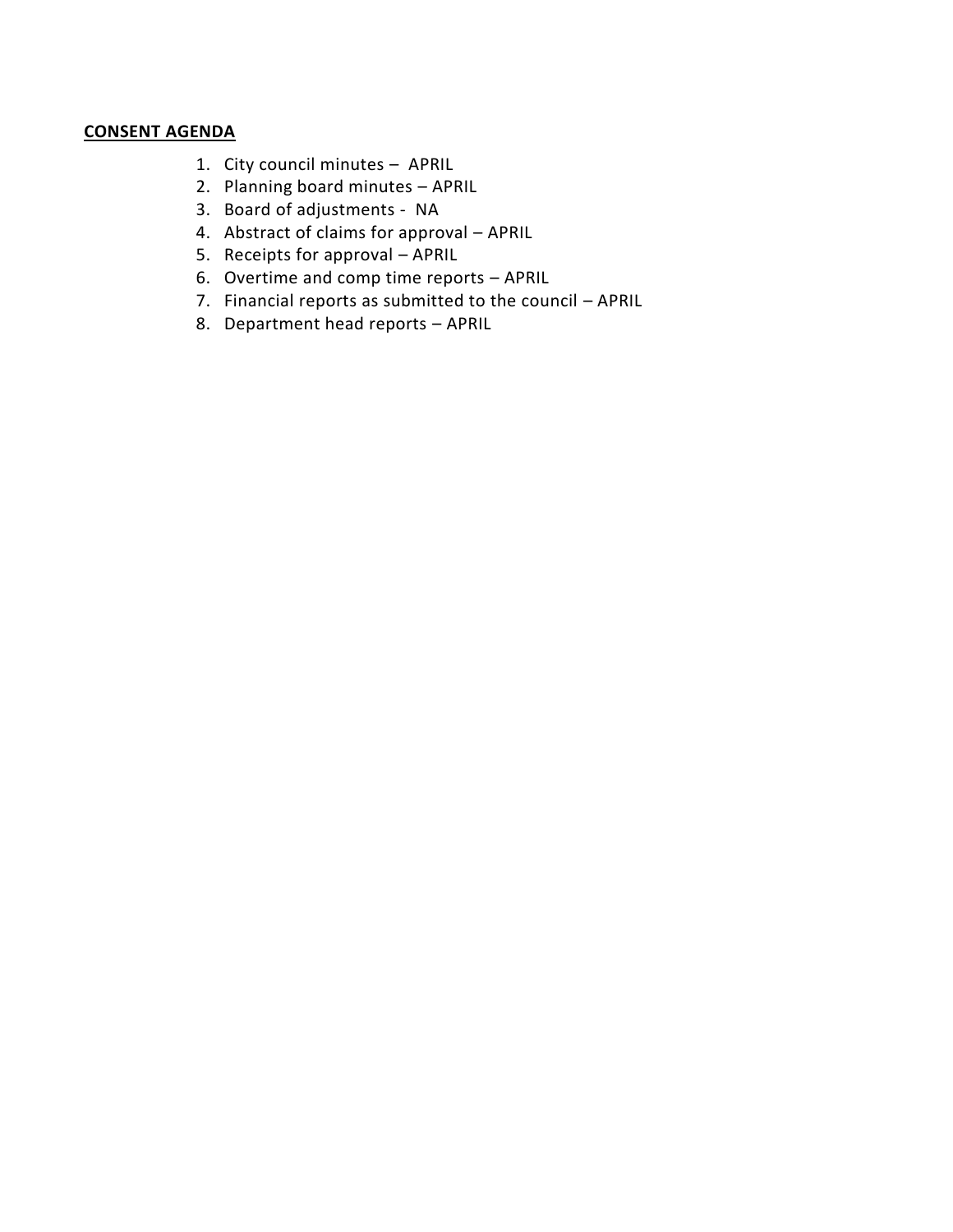**CONSENT AGENDA**

1. City council minutes – APRIL
2. Planning board minutes – APRIL
3. Board of adjustments - NA
4. Abstract of claims for approval – APRIL
5. Receipts for approval – APRIL
6. Overtime and comp time reports – APRIL
7. Financial reports as submitted to the council – APRIL
8. Department head reports – APRIL